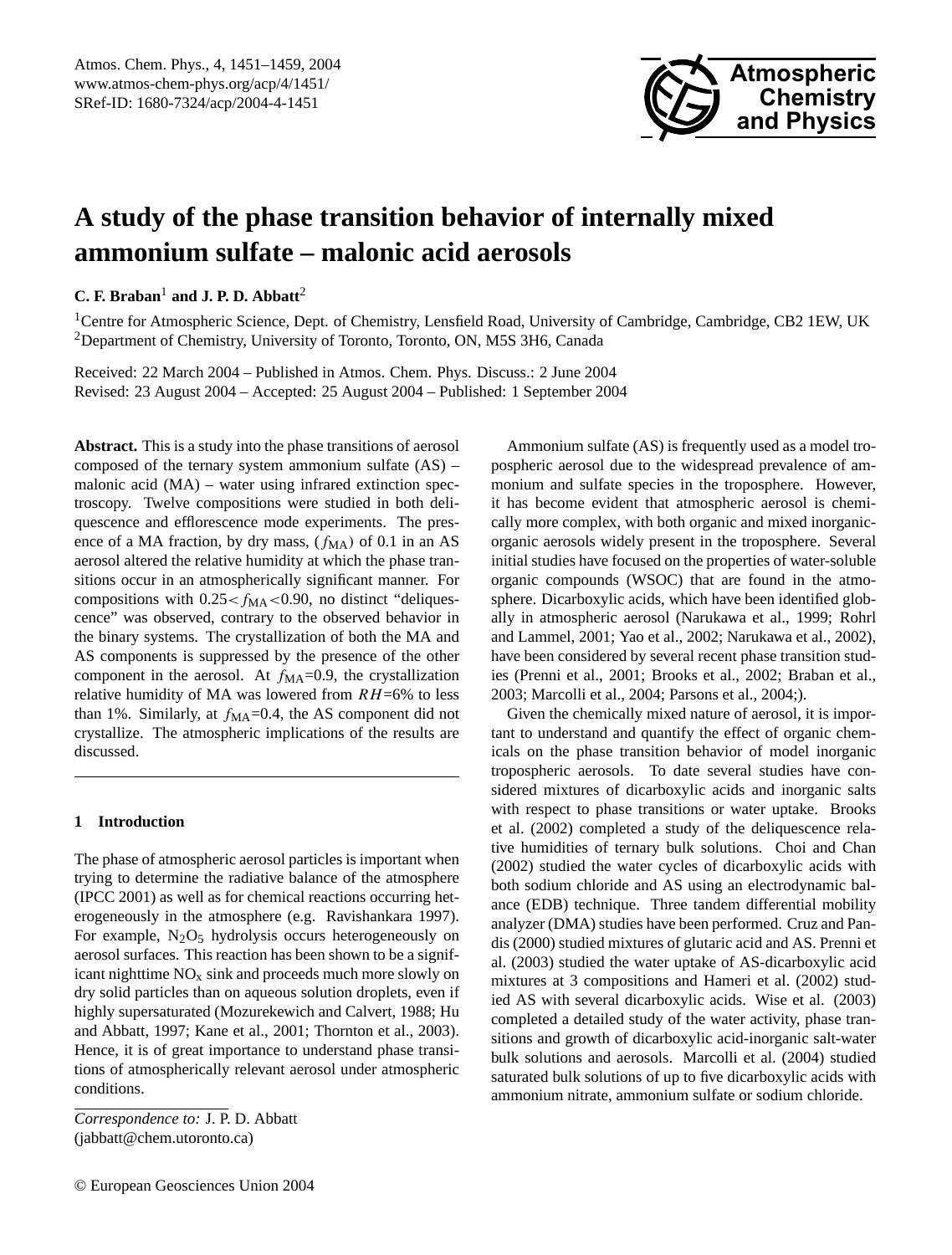# A study of the phase transition behavior of internally mixed ammonium sulfate – malonic acid aerosols

**C. F. Braban**[1] **and J. P. D. Abbatt**[2]

[1]Centre for Atmospheric Science, Dept. of Chemistry, Lensfield Road, University of Cambridge, Cambridge, CB2 1EW, UK
[2]Department of Chemistry, University of Toronto, Toronto, ON, M5S 3H6, Canada

Received: 22 March 2004 – Published in Atmos. Chem. Phys. Discuss.: 2 June 2004
Revised: 23 August 2004 – Accepted: 25 August 2004 – Published: 1 September 2004

**Abstract.** This is a study into the phase transitions of aerosol composed of the ternary system ammonium sulfate (AS) – malonic acid (MA) – water using infrared extinction spectroscopy. Twelve compositions were studied in both deliquescence and efflorescence mode experiments. The presence of a MA fraction, by dry mass, ($f_{MA}$) of 0.1 in an AS aerosol altered the relative humidity at which the phase transitions occur in an atmospherically significant manner. For compositions with $0.25 < f_{MA} < 0.90$, no distinct "deliquescence" was observed, contrary to the observed behavior in the binary systems. The crystallization of both the MA and AS components is suppressed by the presence of the other component in the aerosol. At $f_{MA}$=0.9, the crystallization relative humidity of MA was lowered from $RH$=6% to less than 1%. Similarly, at $f_{MA}$=0.4, the AS component did not crystallize. The atmospheric implications of the results are discussed.

## 1 Introduction

The phase of atmospheric aerosol particles is important when trying to determine the radiative balance of the atmosphere (IPCC 2001) as well as for chemical reactions occurring heterogeneously in the atmosphere (e.g. Ravishankara 1997). For example, $N_2O_5$ hydrolysis occurs heterogeneously on aerosol surfaces. This reaction has been shown to be a significant nighttime $NO_x$ sink and proceeds much more slowly on dry solid particles than on aqueous solution droplets, even if highly supersaturated (Mozurekewich and Calvert, 1988; Hu and Abbatt, 1997; Kane et al., 2001; Thornton et al., 2003). Hence, it is of great importance to understand phase transitions of atmospherically relevant aerosol under atmospheric conditions.

Ammonium sulfate (AS) is frequently used as a model tropospheric aerosol due to the widespread prevalence of ammonium and sulfate species in the troposphere. However, it has become evident that atmospheric aerosol is chemically more complex, with both organic and mixed inorganic-organic aerosols widely present in the troposphere. Several initial studies have focused on the properties of water-soluble organic compounds (WSOC) that are found in the atmosphere. Dicarboxylic acids, which have been identified globally in atmospheric aerosol (Narukawa et al., 1999; Rohrl and Lammel, 2001; Yao et al., 2002; Narukawa et al., 2002), have been considered by several recent phase transition studies (Prenni et al., 2001; Brooks et al., 2002; Braban et al., 2003; Marcolli et al., 2004; Parsons et al., 2004;).

Given the chemically mixed nature of aerosol, it is important to understand and quantify the effect of organic chemicals on the phase transition behavior of model inorganic tropospheric aerosols. To date several studies have considered mixtures of dicarboxylic acids and inorganic salts with respect to phase transitions or water uptake. Brooks et al. (2002) completed a study of the deliquescence relative humidities of ternary bulk solutions. Choi and Chan (2002) studied the water cycles of dicarboxylic acids with both sodium chloride and AS using an electrodynamic balance (EDB) technique. Three tandem differential mobility analyzer (DMA) studies have been performed. Cruz and Pandis (2000) studied mixtures of glutaric acid and AS. Prenni et al. (2003) studied the water uptake of AS-dicarboxylic acid mixtures at 3 compositions and Hameri et al. (2002) studied AS with several dicarboxylic acids. Wise et al. (2003) completed a detailed study of the water activity, phase transitions and growth of dicarboxylic acid-inorganic salt-water bulk solutions and aerosols. Marcolli et al. (2004) studied saturated bulk solutions of up to five dicarboxylic acids with ammonium nitrate, ammonium sulfate or sodium chloride.

*Correspondence to:* J. P. D. Abbatt
(jabbatt@chem.utoronto.ca)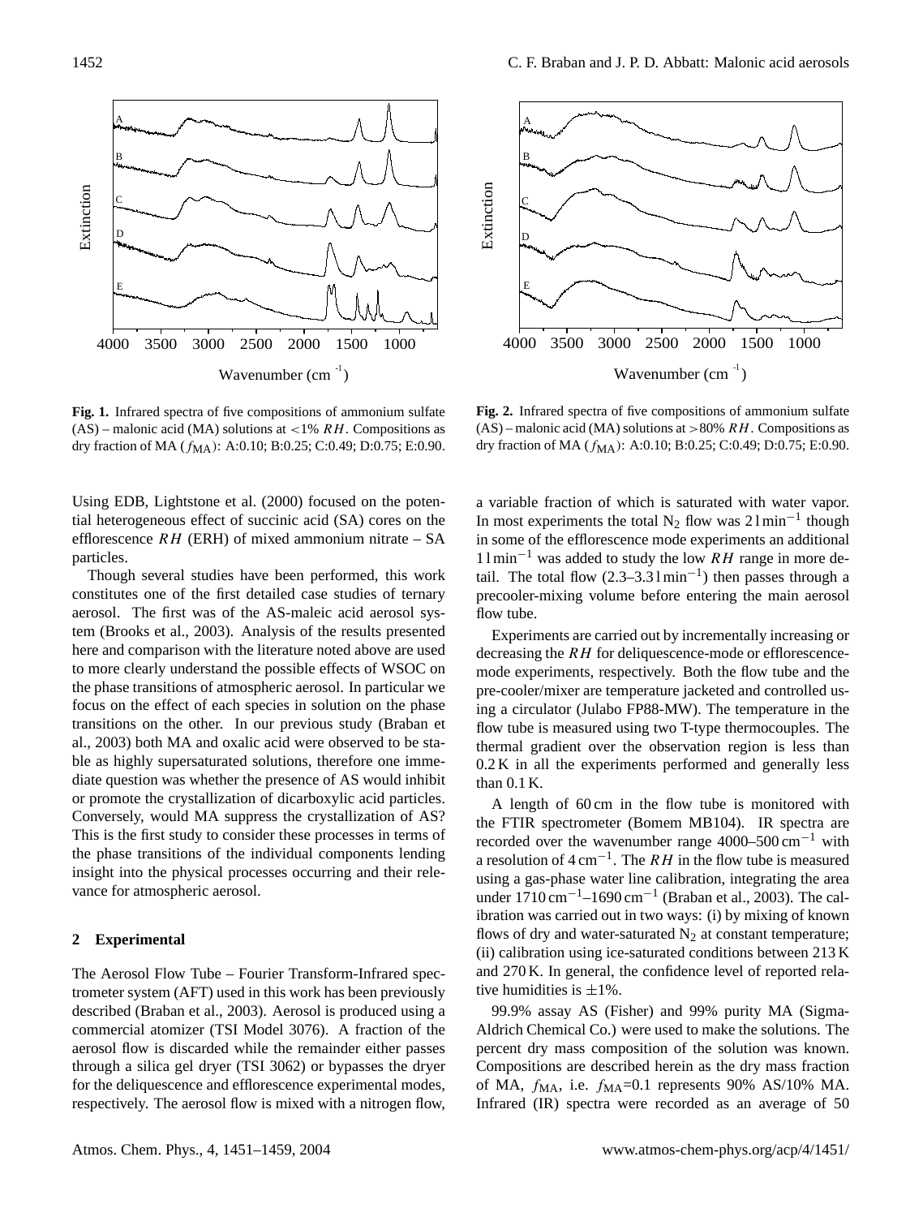Fig. 1. Infrared spectra of five compositions of ammonium sulfate (AS) – malonic acid (MA) solutions at <1% $RH$. Compositions as dry fraction of MA ($f_{MA}$): A:0.10; B:0.25; C:0.49; D:0.75; E:0.90.

Fig. 2. Infrared spectra of five compositions of ammonium sulfate (AS) – malonic acid (MA) solutions at >80% $RH$. Compositions as dry fraction of MA ($f_{MA}$): A:0.10; B:0.25; C:0.49; D:0.75; E:0.90.

Using EDB, Lightstone et al. (2000) focused on the potential heterogeneous effect of succinic acid (SA) cores on the efflorescence $RH$ (ERH) of mixed ammonium nitrate – SA particles.

Though several studies have been performed, this work constitutes one of the first detailed case studies of ternary aerosol. The first was of the AS-maleic acid aerosol system (Brooks et al., 2003). Analysis of the results presented here and comparison with the literature noted above are used to more clearly understand the possible effects of WSOC on the phase transitions of atmospheric aerosol. In particular we focus on the effect of each species in solution on the phase transitions on the other. In our previous study (Braban et al., 2003) both MA and oxalic acid were observed to be stable as highly supersaturated solutions, therefore one immediate question was whether the presence of AS would inhibit or promote the crystallization of dicarboxylic acid particles. Conversely, would MA suppress the crystallization of AS? This is the first study to consider these processes in terms of the phase transitions of the individual components lending insight into the physical processes occurring and their relevance for atmospheric aerosol.

## 2 Experimental

The Aerosol Flow Tube – Fourier Transform-Infrared spectrometer system (AFT) used in this work has been previously described (Braban et al., 2003). Aerosol is produced using a commercial atomizer (TSI Model 3076). A fraction of the aerosol flow is discarded while the remainder either passes through a silica gel dryer (TSI 3062) or bypasses the dryer for the deliquescence and efflorescence experimental modes, respectively. The aerosol flow is mixed with a nitrogen flow, a variable fraction of which is saturated with water vapor. In most experiments the total $N_2$ flow was $2\,l\,min^{-1}$ though in some of the efflorescence mode experiments an additional $1\,l\,min^{-1}$ was added to study the low $RH$ range in more detail. The total flow ($2.3$–$3.3\,l\,min^{-1}$) then passes through a precooler-mixing volume before entering the main aerosol flow tube.

Experiments are carried out by incrementally increasing or decreasing the $RH$ for deliquescence-mode or efflorescence-mode experiments, respectively. Both the flow tube and the pre-cooler/mixer are temperature jacketed and controlled using a circulator (Julabo FP88-MW). The temperature in the flow tube is measured using two T-type thermocouples. The thermal gradient over the observation region is less than 0.2 K in all the experiments performed and generally less than 0.1 K.

A length of 60 cm in the flow tube is monitored with the FTIR spectrometer (Bomem MB104). IR spectra are recorded over the wavenumber range 4000–500 $cm^{-1}$ with a resolution of 4 $cm^{-1}$. The $RH$ in the flow tube is measured using a gas-phase water line calibration, integrating the area under 1710 $cm^{-1}$–1690 $cm^{-1}$ (Braban et al., 2003). The calibration was carried out in two ways: (i) by mixing of known flows of dry and water-saturated $N_2$ at constant temperature; (ii) calibration using ice-saturated conditions between 213 K and 270 K. In general, the confidence level of reported relative humidities is ±1%.

99.9% assay AS (Fisher) and 99% purity MA (Sigma-Aldrich Chemical Co.) were used to make the solutions. The percent dry mass composition of the solution was known. Compositions are described herein as the dry mass fraction of MA, $f_{MA}$, i.e. $f_{MA}$=0.1 represents 90% AS/10% MA. Infrared (IR) spectra were recorded as an average of 50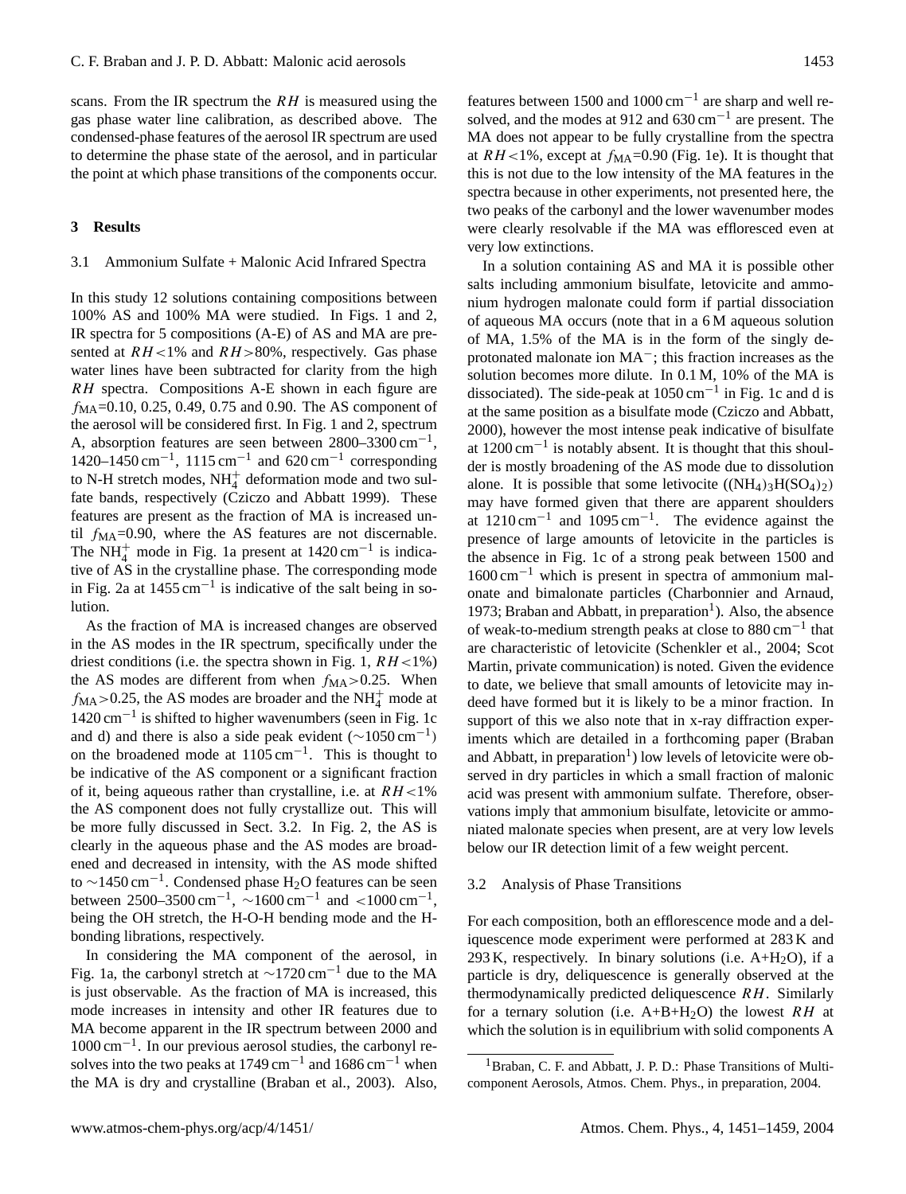scans. From the IR spectrum the $RH$ is measured using the gas phase water line calibration, as described above. The condensed-phase features of the aerosol IR spectrum are used to determine the phase state of the aerosol, and in particular the point at which phase transitions of the components occur.

## 3 Results

### 3.1 Ammonium Sulfate + Malonic Acid Infrared Spectra

In this study 12 solutions containing compositions between 100% AS and 100% MA were studied. In Figs. 1 and 2, IR spectra for 5 compositions (A-E) of AS and MA are presented at $RH<1\%$ and $RH>80\%$, respectively. Gas phase water lines have been subtracted for clarity from the high $RH$ spectra. Compositions A-E shown in each figure are $f_{MA}$=0.10, 0.25, 0.49, 0.75 and 0.90. The AS component of the aerosol will be considered first. In Fig. 1 and 2, spectrum A, absorption features are seen between 2800–3300 $cm^{-1}$, 1420–1450 $cm^{-1}$, 1115 $cm^{-1}$ and 620 $cm^{-1}$ corresponding to N-H stretch modes, $NH_4^+$ deformation mode and two sulfate bands, respectively (Cziczo and Abbatt 1999). These features are present as the fraction of MA is increased until $f_{MA}$=0.90, where the AS features are not discernable. The $NH_4^+$ mode in Fig. 1a present at 1420 $cm^{-1}$ is indicative of AS in the crystalline phase. The corresponding mode in Fig. 2a at 1455 $cm^{-1}$ is indicative of the salt being in solution.

As the fraction of MA is increased changes are observed in the AS modes in the IR spectrum, specifically under the driest conditions (i.e. the spectra shown in Fig. 1, $RH<1\%$) the AS modes are different from when $f_{MA}>0.25$. When $f_{MA}>0.25$, the AS modes are broader and the $NH_4^+$ mode at 1420 $cm^{-1}$ is shifted to higher wavenumbers (seen in Fig. 1c and d) and there is also a side peak evident (~1050 $cm^{-1}$) on the broadened mode at 1105 $cm^{-1}$. This is thought to be indicative of the AS component or a significant fraction of it, being aqueous rather than crystalline, i.e. at $RH<1\%$ the AS component does not fully crystallize out. This will be more fully discussed in Sect. 3.2. In Fig. 2, the AS is clearly in the aqueous phase and the AS modes are broadened and decreased in intensity, with the AS mode shifted to ~1450 $cm^{-1}$. Condensed phase $H_2O$ features can be seen between 2500–3500 $cm^{-1}$, ~1600 $cm^{-1}$ and <1000 $cm^{-1}$, being the OH stretch, the H-O-H bending mode and the H-bonding librations, respectively.

In considering the MA component of the aerosol, in Fig. 1a, the carbonyl stretch at ~1720 $cm^{-1}$ due to the MA is just observable. As the fraction of MA is increased, this mode increases in intensity and other IR features due to MA become apparent in the IR spectrum between 2000 and 1000 $cm^{-1}$. In our previous aerosol studies, the carbonyl resolves into the two peaks at 1749 $cm^{-1}$ and 1686 $cm^{-1}$ when the MA is dry and crystalline (Braban et al., 2003). Also, features between 1500 and 1000 $cm^{-1}$ are sharp and well resolved, and the modes at 912 and 630 $cm^{-1}$ are present. The MA does not appear to be fully crystalline from the spectra at $RH<1\%$, except at $f_{MA}$=0.90 (Fig. 1e). It is thought that this is not due to the low intensity of the MA features in the spectra because in other experiments, not presented here, the two peaks of the carbonyl and the lower wavenumber modes were clearly resolvable if the MA was effloresced even at very low extinctions.

In a solution containing AS and MA it is possible other salts including ammonium bisulfate, letovicite and ammonium hydrogen malonate could form if partial dissociation of aqueous MA occurs (note that in a 6 M aqueous solution of MA, 1.5% of the MA is in the form of the singly deprotonated malonate ion $MA^-$; this fraction increases as the solution becomes more dilute. In 0.1 M, 10% of the MA is dissociated). The side-peak at 1050 $cm^{-1}$ in Fig. 1c and d is at the same position as a bisulfate mode (Cziczo and Abbatt, 2000), however the most intense peak indicative of bisulfate at 1200 $cm^{-1}$ is notably absent. It is thought that this shoulder is mostly broadening of the AS mode due to dissolution alone. It is possible that some letivocite ($(NH_4)_3H(SO_4)_2$) may have formed given that there are apparent shoulders at 1210 $cm^{-1}$ and 1095 $cm^{-1}$. The evidence against the presence of large amounts of letovicite in the particles is the absence in Fig. 1c of a strong peak between 1500 and 1600 $cm^{-1}$ which is present in spectra of ammonium malonate and bimalonate particles (Charbonnier and Arnaud, 1973; Braban and Abbatt, in preparation[1]). Also, the absence of weak-to-medium strength peaks at close to 880 $cm^{-1}$ that are characteristic of letovicite (Schenkler et al., 2004; Scot Martin, private communication) is noted. Given the evidence to date, we believe that small amounts of letovicite may indeed have formed but it is likely to be a minor fraction. In support of this we also note that in x-ray diffraction experiments which are detailed in a forthcoming paper (Braban and Abbatt, in preparation[1]) low levels of letovicite were observed in dry particles in which a small fraction of malonic acid was present with ammonium sulfate. Therefore, observations imply that ammonium bisulfate, letovicite or ammoniated malonate species when present, are at very low levels below our IR detection limit of a few weight percent.

### 3.2 Analysis of Phase Transitions

For each composition, both an efflorescence mode and a deliquescence mode experiment were performed at 283 K and 293 K, respectively. In binary solutions (i.e. A+$H_2O$), if a particle is dry, deliquescence is generally observed at the thermodynamically predicted deliquescence $RH$. Similarly for a ternary solution (i.e. A+B+$H_2O$) the lowest $RH$ at which the solution is in equilibrium with solid components A

[1] Braban, C. F. and Abbatt, J. P. D.: Phase Transitions of Multicomponent Aerosols, Atmos. Chem. Phys., in preparation, 2004.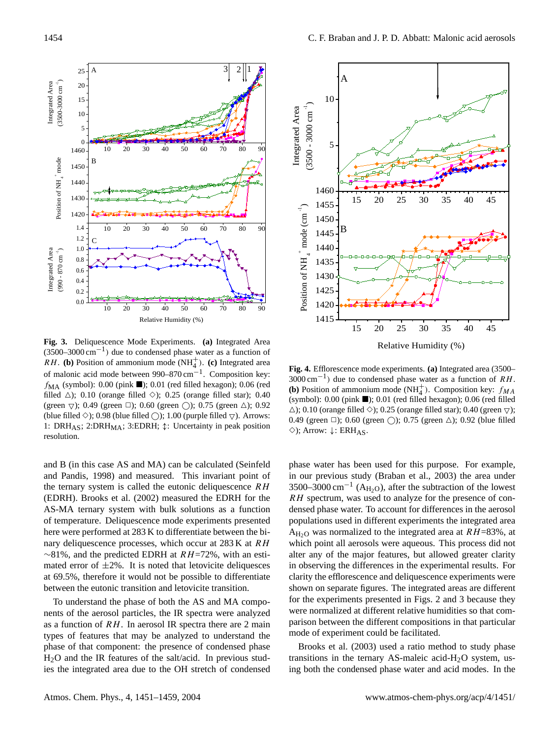**Fig. 3.** Deliquescence Mode Experiments. **(a)** Integrated Area (3500–3000 $cm^{-1}$) due to condensed phase water as a function of $RH$. **(b)** Position of ammonium mode ($NH_4^+$). **(c)** Integrated area of malonic acid mode between 990–870 $cm^{-1}$. Composition key: $f_{MA}$ (symbol): 0.00 (pink ■); 0.01 (red filled hexagon); 0.06 (red filled △); 0.10 (orange filled ◇); 0.25 (orange filled star); 0.40 (green ▽); 0.49 (green □); 0.60 (green ◯); 0.75 (green △); 0.92 (blue filled ◇); 0.98 (blue filled ◯); 1.00 (purple filled ▽). Arrows: 1: $DRH_{AS}$; 2:$DRH_{MA}$; 3:EDRH; ↕: Uncertainty in peak position resolution.

**Fig. 4.** Efflorescence mode experiments. **(a)** Integrated area (3500–3000 $cm^{-1}$) due to condensed phase water as a function of $RH$. **(b)** Position of ammonium mode ($NH_4^+$). Composition key: $f_{MA}$ (symbol): 0.00 (pink ■); 0.01 (red filled hexagon); 0.06 (red filled △); 0.10 (orange filled ◇); 0.25 (orange filled star); 0.40 (green ▽); 0.49 (green □); 0.60 (green ◯); 0.75 (green △); 0.92 (blue filled ◇); Arrow: ↓: $ERH_{AS}$.

and B (in this case AS and MA) can be calculated (Seinfeld and Pandis, 1998) and measured. This invariant point of the ternary system is called the eutonic deliquescence $RH$ (EDRH). Brooks et al. (2002) measured the EDRH for the AS-MA ternary system with bulk solutions as a function of temperature. Deliquescence mode experiments presented here were performed at 283 K to differentiate between the binary deliquescence processes, which occur at 283 K at $RH$ ~81%, and the predicted EDRH at $RH$=72%, with an estimated error of ±2%. It is noted that letovicite deliquesces at 69.5%, therefore it would not be possible to differentiate between the eutonic transition and letovicite transition.

To understand the phase of both the AS and MA components of the aerosol particles, the IR spectra were analyzed as a function of $RH$. In aerosol IR spectra there are 2 main types of features that may be analyzed to understand the phase of that component: the presence of condensed phase $H_2O$ and the IR features of the salt/acid. In previous studies the integrated area due to the OH stretch of condensed phase water has been used for this purpose. For example, in our previous study (Braban et al., 2003) the area under 3500–3000 $cm^{-1}$ ($A_{H_2O}$), after the subtraction of the lowest $RH$ spectrum, was used to analyze for the presence of condensed phase water. To account for differences in the aerosol populations used in different experiments the integrated area $A_{H_2O}$ was normalized to the integrated area at $RH$=83%, at which point all aerosols were aqueous. This process did not alter any of the major features, but allowed greater clarity in observing the differences in the experimental results. For clarity the efflorescence and deliquescence experiments were shown on separate figures. The integrated areas are different for the experiments presented in Figs. 2 and 3 because they were normalized at different relative humidities so that comparison between the different compositions in that particular mode of experiment could be facilitated.

Brooks et al. (2003) used a ratio method to study phase transitions in the ternary AS-maleic acid-$H_2O$ system, using both the condensed phase water and acid modes. In the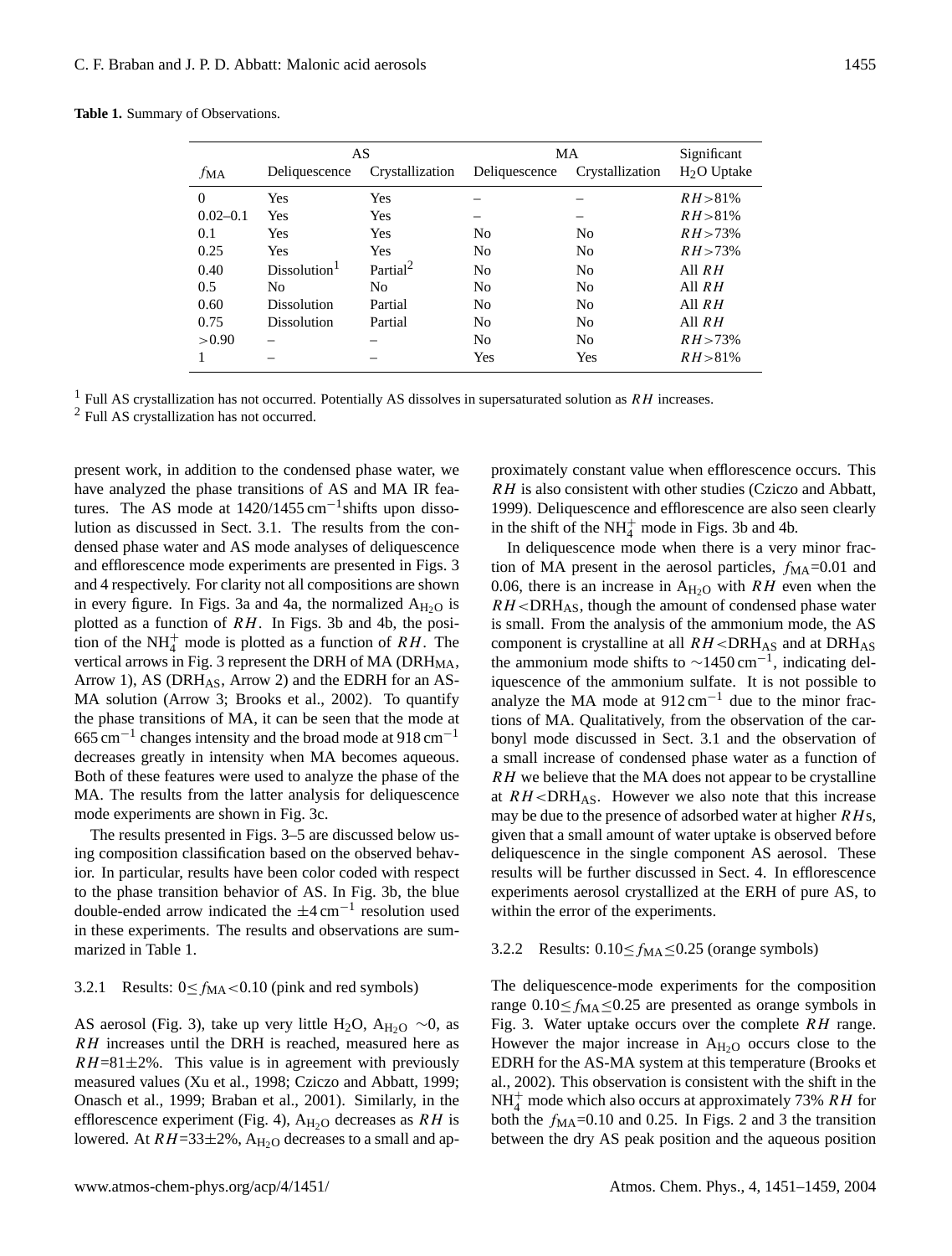**Table 1.** Summary of Observations.

| $f_{MA}$ | AS | | MA | | Significant |
|---|---|---|---|---|---|
| | Deliquescence | Crystallization | Deliquescence | Crystallization | $H_2O$ Uptake |
| 0 | Yes | Yes | – | – | $RH>81\%$ |
| 0.02–0.1 | Yes | Yes | – | – | $RH>81\%$ |
| 0.1 | Yes | Yes | No | No | $RH>73\%$ |
| 0.25 | Yes | Yes | No | No | $RH>73\%$ |
| 0.40 | Dissolution[1] | Partial[2] | No | No | All $RH$ |
| 0.5 | No | No | No | No | All $RH$ |
| 0.60 | Dissolution | Partial | No | No | All $RH$ |
| 0.75 | Dissolution | Partial | No | No | All $RH$ |
| >0.90 | – | – | No | No | $RH>73\%$ |
| 1 | – | – | Yes | Yes | $RH>81\%$ |

[1] Full AS crystallization has not occurred. Potentially AS dissolves in supersaturated solution as $RH$ increases.
[2] Full AS crystallization has not occurred.

present work, in addition to the condensed phase water, we have analyzed the phase transitions of AS and MA IR features. The AS mode at 1420/1455 $cm^{-1}$shifts upon dissolution as discussed in Sect. 3.1. The results from the condensed phase water and AS mode analyses of deliquescence and efflorescence mode experiments are presented in Figs. 3 and 4 respectively. For clarity not all compositions are shown in every figure. In Figs. 3a and 4a, the normalized $A_{H_2O}$ is plotted as a function of $RH$. In Figs. 3b and 4b, the position of the $NH_4^+$ mode is plotted as a function of $RH$. The vertical arrows in Fig. 3 represent the DRH of MA ($DRH_{MA}$, Arrow 1), AS ($DRH_{AS}$, Arrow 2) and the EDRH for an AS-MA solution (Arrow 3; Brooks et al., 2002). To quantify the phase transitions of MA, it can be seen that the mode at 665 $cm^{-1}$ changes intensity and the broad mode at 918 $cm^{-1}$ decreases greatly in intensity when MA becomes aqueous. Both of these features were used to analyze the phase of the MA. The results from the latter analysis for deliquescence mode experiments are shown in Fig. 3c.

The results presented in Figs. 3–5 are discussed below using composition classification based on the observed behavior. In particular, results have been color coded with respect to the phase transition behavior of AS. In Fig. 3b, the blue double-ended arrow indicated the $\pm 4\,cm^{-1}$ resolution used in these experiments. The results and observations are summarized in Table 1.

#### 3.2.1 Results: $0 \leq f_{MA} < 0.10$ (pink and red symbols)

AS aerosol (Fig. 3), take up very little $H_2O$, $A_{H_2O}$ ~0, as $RH$ increases until the DRH is reached, measured here as $RH$=81±2%. This value is in agreement with previously measured values (Xu et al., 1998; Cziczo and Abbatt, 1999; Onasch et al., 1999; Braban et al., 2001). Similarly, in the efflorescence experiment (Fig. 4), $A_{H_2O}$ decreases as $RH$ is lowered. At $RH$=33±2%, $A_{H_2O}$ decreases to a small and approximately constant value when efflorescence occurs. This $RH$ is also consistent with other studies (Cziczo and Abbatt, 1999). Deliquescence and efflorescence are also seen clearly in the shift of the $NH_4^+$ mode in Figs. 3b and 4b.

In deliquescence mode when there is a very minor fraction of MA present in the aerosol particles, $f_{MA}$=0.01 and 0.06, there is an increase in $A_{H_2O}$ with $RH$ even when the $RH<DRH_{AS}$, though the amount of condensed phase water is small. From the analysis of the ammonium mode, the AS component is crystalline at all $RH<DRH_{AS}$ and at $DRH_{AS}$ the ammonium mode shifts to ~1450 $cm^{-1}$, indicating deliquescence of the ammonium sulfate. It is not possible to analyze the MA mode at 912 $cm^{-1}$ due to the minor fractions of MA. Qualitatively, from the observation of the carbonyl mode discussed in Sect. 3.1 and the observation of a small increase of condensed phase water as a function of $RH$ we believe that the MA does not appear to be crystalline at $RH<DRH_{AS}$. However we also note that this increase may be due to the presence of adsorbed water at higher $RH$s, given that a small amount of water uptake is observed before deliquescence in the single component AS aerosol. These results will be further discussed in Sect. 4. In efflorescence experiments aerosol crystallized at the ERH of pure AS, to within the error of the experiments.

#### 3.2.2 Results: $0.10 \leq f_{MA} \leq 0.25$ (orange symbols)

The deliquescence-mode experiments for the composition range $0.10 \leq f_{MA} \leq 0.25$ are presented as orange symbols in Fig. 3. Water uptake occurs over the complete $RH$ range. However the major increase in $A_{H_2O}$ occurs close to the EDRH for the AS-MA system at this temperature (Brooks et al., 2002). This observation is consistent with the shift in the $NH_4^+$ mode which also occurs at approximately 73% $RH$ for both the $f_{MA}$=0.10 and 0.25. In Figs. 2 and 3 the transition between the dry AS peak position and the aqueous position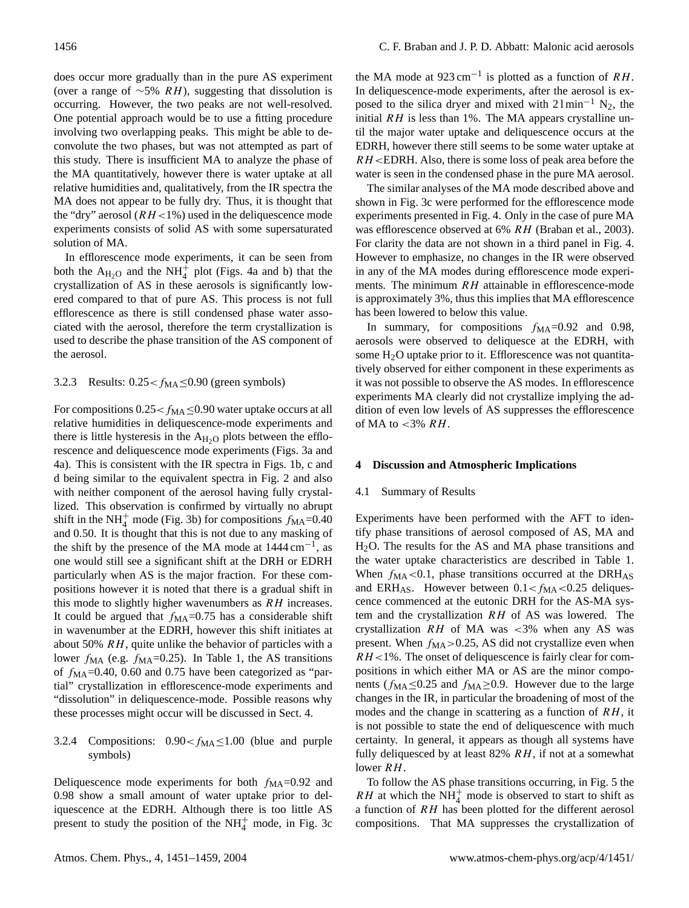does occur more gradually than in the pure AS experiment (over a range of ∼5% $RH$), suggesting that dissolution is occurring. However, the two peaks are not well-resolved. One potential approach would be to use a fitting procedure involving two overlapping peaks. This might be able to deconvolute the two phases, but was not attempted as part of this study. There is insufficient MA to analyze the phase of the MA quantitatively, however there is water uptake at all relative humidities and, qualitatively, from the IR spectra the MA does not appear to be fully dry. Thus, it is thought that the "dry" aerosol ($RH$<1%) used in the deliquescence mode experiments consists of solid AS with some supersaturated solution of MA.

In efflorescence mode experiments, it can be seen from both the $A_{H_2O}$ and the $NH_4^+$ plot (Figs. 4a and b) that the crystallization of AS in these aerosols is significantly lowered compared to that of pure AS. This process is not full efflorescence as there is still condensed phase water associated with the aerosol, therefore the term crystallization is used to describe the phase transition of the AS component of the aerosol.

#### 3.2.3 Results: $0.25 < f_{MA} \leq 0.90$ (green symbols)

For compositions $0.25 < f_{MA} \leq 0.90$ water uptake occurs at all relative humidities in deliquescence-mode experiments and there is little hysteresis in the $A_{H_2O}$ plots between the efflorescence and deliquescence mode experiments (Figs. 3a and 4a). This is consistent with the IR spectra in Figs. 1b, c and d being similar to the equivalent spectra in Fig. 2 and also with neither component of the aerosol having fully crystallized. This observation is confirmed by virtually no abrupt shift in the $NH_4^+$ mode (Fig. 3b) for compositions $f_{MA}$=0.40 and 0.50. It is thought that this is not due to any masking of the shift by the presence of the MA mode at 1444 cm$^{-1}$, as one would still see a significant shift at the DRH or EDRH particularly when AS is the major fraction. For these compositions however it is noted that there is a gradual shift in this mode to slightly higher wavenumbers as $RH$ increases. It could be argued that $f_{MA}$=0.75 has a considerable shift in wavenumber at the EDRH, however this shift initiates at about 50% $RH$, quite unlike the behavior of particles with a lower $f_{MA}$ (e.g. $f_{MA}$=0.25). In Table 1, the AS transitions of $f_{MA}$=0.40, 0.60 and 0.75 have been categorized as "partial" crystallization in efflorescence-mode experiments and "dissolution" in deliquescence-mode. Possible reasons why these processes might occur will be discussed in Sect. 4.

#### 3.2.4 Compositions: $0.90 < f_{MA} \leq 1.00$ (blue and purple symbols)

Deliquescence mode experiments for both $f_{MA}$=0.92 and 0.98 show a small amount of water uptake prior to deliquescence at the EDRH. Although there is too little AS present to study the position of the $NH_4^+$ mode, in Fig. 3c the MA mode at 923 cm$^{-1}$ is plotted as a function of $RH$. In deliquescence-mode experiments, after the aerosol is exposed to the silica dryer and mixed with 2 l min$^{-1}$ $N_2$, the initial $RH$ is less than 1%. The MA appears crystalline until the major water uptake and deliquescence occurs at the EDRH, however there still seems to be some water uptake at $RH$<EDRH. Also, there is some loss of peak area before the water is seen in the condensed phase in the pure MA aerosol.

The similar analyses of the MA mode described above and shown in Fig. 3c were performed for the efflorescence mode experiments presented in Fig. 4. Only in the case of pure MA was efflorescence observed at 6% $RH$ (Braban et al., 2003). For clarity the data are not shown in a third panel in Fig. 4. However to emphasize, no changes in the IR were observed in any of the MA modes during efflorescence mode experiments. The minimum $RH$ attainable in efflorescence-mode is approximately 3%, thus this implies that MA efflorescence has been lowered to below this value.

In summary, for compositions $f_{MA}$=0.92 and 0.98, aerosols were observed to deliquesce at the EDRH, with some $H_2O$ uptake prior to it. Efflorescence was not quantitatively observed for either component in these experiments as it was not possible to observe the AS modes. In efflorescence experiments MA clearly did not crystallize implying the addition of even low levels of AS suppresses the efflorescence of MA to <3% $RH$.

## 4 Discussion and Atmospheric Implications

### 4.1 Summary of Results

Experiments have been performed with the AFT to identify phase transitions of aerosol composed of AS, MA and $H_2O$. The results for the AS and MA phase transitions and the water uptake characteristics are described in Table 1. When $f_{MA}$<0.1, phase transitions occurred at the $DRH_{AS}$ and $ERH_{AS}$. However between $0.1 < f_{MA} < 0.25$ deliquescence commenced at the eutonic DRH for the AS-MA system and the crystallization $RH$ of AS was lowered. The crystallization $RH$ of MA was <3% when any AS was present. When $f_{MA}$>0.25, AS did not crystallize even when $RH$<1%. The onset of deliquescence is fairly clear for compositions in which either MA or AS are the minor components ($f_{MA} \leq 0.25$ and $f_{MA} \geq 0.9$. However due to the large changes in the IR, in particular the broadening of most of the modes and the change in scattering as a function of $RH$, it is not possible to state the end of deliquescence with much certainty. In general, it appears as though all systems have fully deliquesced by at least 82% $RH$, if not at a somewhat lower $RH$.

To follow the AS phase transitions occurring, in Fig. 5 the $RH$ at which the $NH_4^+$ mode is observed to start to shift as a function of $RH$ has been plotted for the different aerosol compositions. That MA suppresses the crystallization of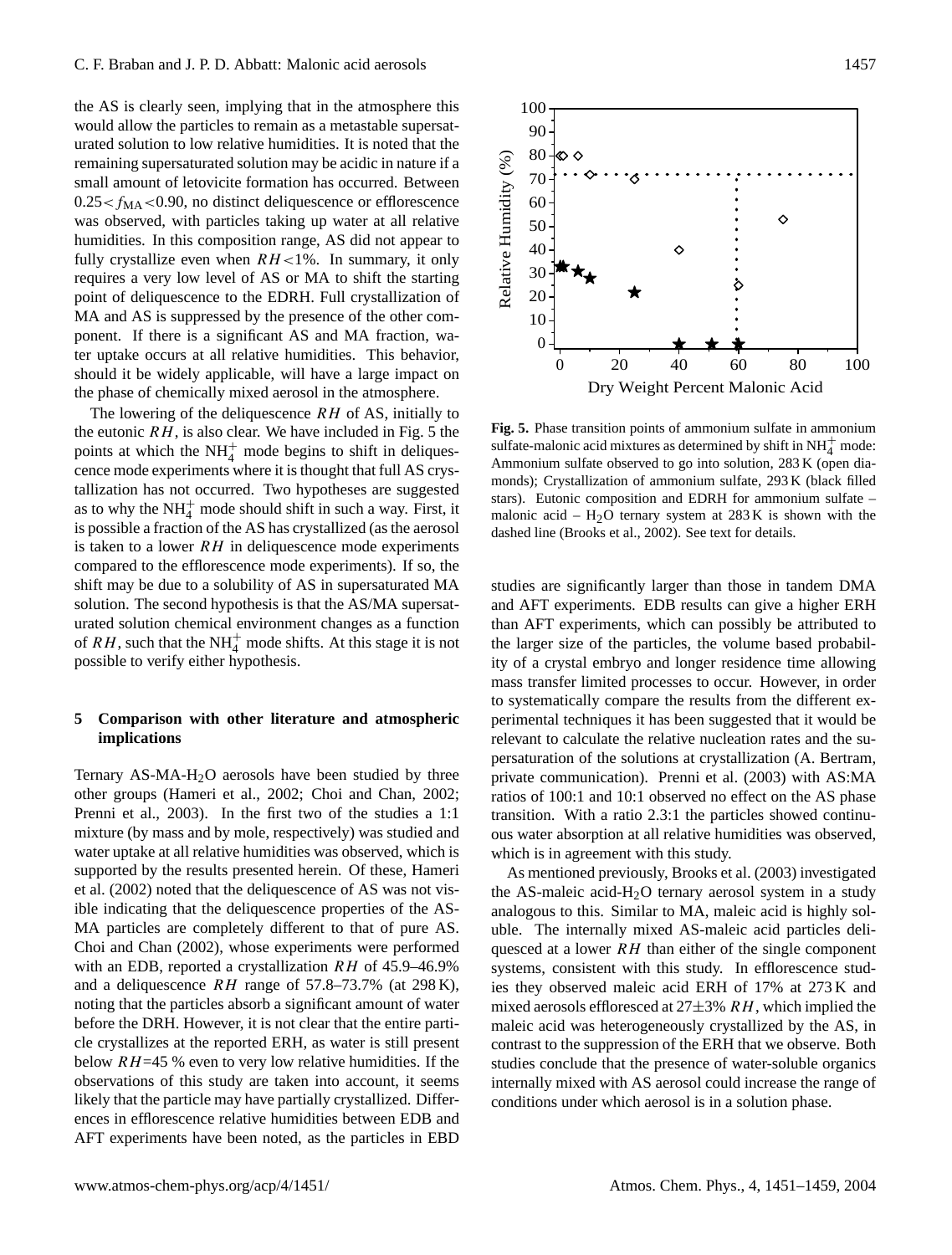the AS is clearly seen, implying that in the atmosphere this would allow the particles to remain as a metastable supersaturated solution to low relative humidities. It is noted that the remaining supersaturated solution may be acidic in nature if a small amount of letovicite formation has occurred. Between $0.25 < f_{MA} < 0.90$, no distinct deliquescence or efflorescence was observed, with particles taking up water at all relative humidities. In this composition range, AS did not appear to fully crystallize even when $RH < 1\%$. In summary, it only requires a very low level of AS or MA to shift the starting point of deliquescence to the EDRH. Full crystallization of MA and AS is suppressed by the presence of the other component. If there is a significant AS and MA fraction, water uptake occurs at all relative humidities. This behavior, should it be widely applicable, will have a large impact on the phase of chemically mixed aerosol in the atmosphere.

The lowering of the deliquescence $RH$ of AS, initially to the eutonic $RH$, is also clear. We have included in Fig. 5 the points at which the $NH_4^+$ mode begins to shift in deliquescence mode experiments where it is thought that full AS crystallization has not occurred. Two hypotheses are suggested as to why the $NH_4^+$ mode should shift in such a way. First, it is possible a fraction of the AS has crystallized (as the aerosol is taken to a lower $RH$ in deliquescence mode experiments compared to the efflorescence mode experiments). If so, the shift may be due to a solubility of AS in supersaturated MA solution. The second hypothesis is that the AS/MA supersaturated solution chemical environment changes as a function of $RH$, such that the $NH_4^+$ mode shifts. At this stage it is not possible to verify either hypothesis.

## 5 Comparison with other literature and atmospheric implications

Ternary AS-MA-$H_2O$ aerosols have been studied by three other groups (Hameri et al., 2002; Choi and Chan, 2002; Prenni et al., 2003). In the first two of the studies a 1:1 mixture (by mass and by mole, respectively) was studied and water uptake at all relative humidities was observed, which is supported by the results presented herein. Of these, Hameri et al. (2002) noted that the deliquescence of AS was not visible indicating that the deliquescence properties of the AS-MA particles are completely different to that of pure AS. Choi and Chan (2002), whose experiments were performed with an EDB, reported a crystallization $RH$ of 45.9–46.9% and a deliquescence $RH$ range of 57.8–73.7% (at 298 K), noting that the particles absorb a significant amount of water before the DRH. However, it is not clear that the entire particle crystallizes at the reported ERH, as water is still present below $RH$=45 % even to very low relative humidities. If the observations of this study are taken into account, it seems likely that the particle may have partially crystallized. Differences in efflorescence relative humidities between EDB and AFT experiments have been noted, as the particles in EBD studies are significantly larger than those in tandem DMA and AFT experiments. EDB results can give a higher ERH than AFT experiments, which can possibly be attributed to the larger size of the particles, the volume based probability of a crystal embryo and longer residence time allowing mass transfer limited processes to occur. However, in order to systematically compare the results from the different experimental techniques it has been suggested that it would be relevant to calculate the relative nucleation rates and the supersaturation of the solutions at crystallization (A. Bertram, private communication). Prenni et al. (2003) with AS:MA ratios of 100:1 and 10:1 observed no effect on the AS phase transition. With a ratio 2.3:1 the particles showed continuous water absorption at all relative humidities was observed, which is in agreement with this study.

As mentioned previously, Brooks et al. (2003) investigated the AS-maleic acid-$H_2O$ ternary aerosol system in a study analogous to this. Similar to MA, maleic acid is highly soluble. The internally mixed AS-maleic acid particles deliquesced at a lower $RH$ than either of the single component systems, consistent with this study. In efflorescence studies they observed maleic acid ERH of 17% at 273 K and mixed aerosols effloresced at 27±3% $RH$, which implied the maleic acid was heterogeneously crystallized by the AS, in contrast to the suppression of the ERH that we observe. Both studies conclude that the presence of water-soluble organics internally mixed with AS aerosol could increase the range of conditions under which aerosol is in a solution phase.

**Fig. 5.** Phase transition points of ammonium sulfate in ammonium sulfate-malonic acid mixtures as determined by shift in $NH_4^+$ mode: Ammonium sulfate observed to go into solution, 283 K (open diamonds); Crystallization of ammonium sulfate, 293 K (black filled stars). Eutonic composition and EDRH for ammonium sulfate – malonic acid – $H_2O$ ternary system at 283 K is shown with the dashed line (Brooks et al., 2002). See text for details.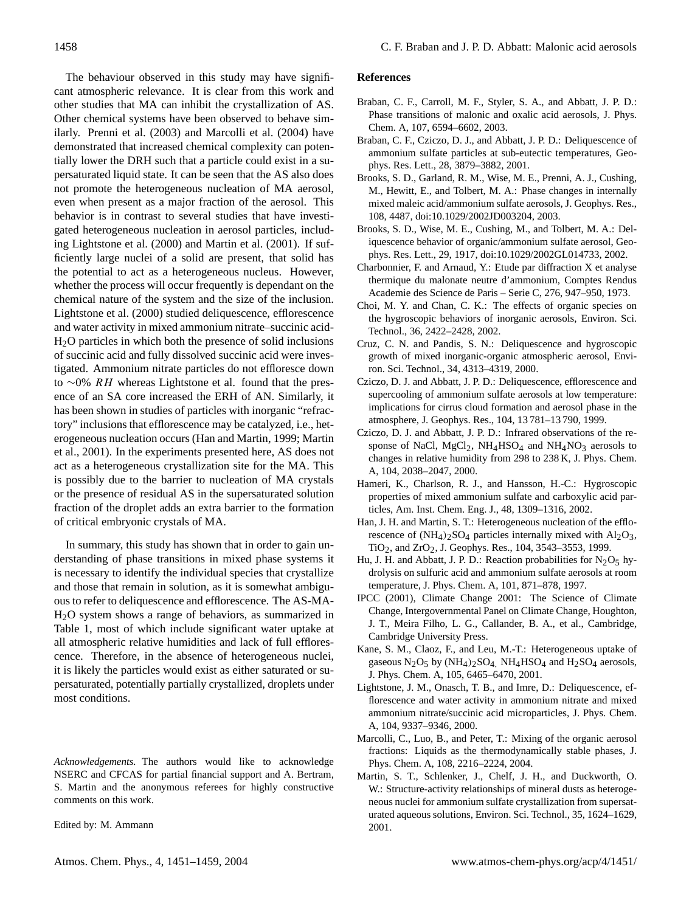The behaviour observed in this study may have significant atmospheric relevance. It is clear from this work and other studies that MA can inhibit the crystallization of AS. Other chemical systems have been observed to behave similarly. Prenni et al. (2003) and Marcolli et al. (2004) have demonstrated that increased chemical complexity can potentially lower the DRH such that a particle could exist in a supersaturated liquid state. It can be seen that the AS also does not promote the heterogeneous nucleation of MA aerosol, even when present as a major fraction of the aerosol. This behavior is in contrast to several studies that have investigated heterogeneous nucleation in aerosol particles, including Lightstone et al. (2000) and Martin et al. (2001). If sufficiently large nuclei of a solid are present, that solid has the potential to act as a heterogeneous nucleus. However, whether the process will occur frequently is dependant on the chemical nature of the system and the size of the inclusion. Lightstone et al. (2000) studied deliquescence, efflorescence and water activity in mixed ammonium nitrate–succinic acid-$H_2O$ particles in which both the presence of solid inclusions of succinic acid and fully dissolved succinic acid were investigated. Ammonium nitrate particles do not effloresce down to $\sim$0% $RH$ whereas Lightstone et al. found that the presence of an SA core increased the ERH of AN. Similarly, it has been shown in studies of particles with inorganic "refractory" inclusions that efflorescence may be catalyzed, i.e., heterogeneous nucleation occurs (Han and Martin, 1999; Martin et al., 2001). In the experiments presented here, AS does not act as a heterogeneous crystallization site for the MA. This is possibly due to the barrier to nucleation of MA crystals or the presence of residual AS in the supersaturated solution fraction of the droplet adds an extra barrier to the formation of critical embryonic crystals of MA.

In summary, this study has shown that in order to gain understanding of phase transitions in mixed phase systems it is necessary to identify the individual species that crystallize and those that remain in solution, as it is somewhat ambiguous to refer to deliquescence and efflorescence. The AS-MA-$H_2O$ system shows a range of behaviors, as summarized in Table 1, most of which include significant water uptake at all atmospheric relative humidities and lack of full efflorescence. Therefore, in the absence of heterogeneous nuclei, it is likely the particles would exist as either saturated or supersaturated, potentially partially crystallized, droplets under most conditions.

*Acknowledgements.* The authors would like to acknowledge NSERC and CFCAS for partial financial support and A. Bertram, S. Martin and the anonymous referees for highly constructive comments on this work.

Edited by: M. Ammann

## References

Braban, C. F., Carroll, M. F., Styler, S. A., and Abbatt, J. P. D.: Phase transitions of malonic and oxalic acid aerosols, J. Phys. Chem. A, 107, 6594–6602, 2003.

Braban, C. F., Cziczo, D. J., and Abbatt, J. P. D.: Deliquescence of ammonium sulfate particles at sub-eutectic temperatures, Geophys. Res. Lett., 28, 3879–3882, 2001.

Brooks, S. D., Garland, R. M., Wise, M. E., Prenni, A. J., Cushing, M., Hewitt, E., and Tolbert, M. A.: Phase changes in internally mixed maleic acid/ammonium sulfate aerosols, J. Geophys. Res., 108, 4487, doi:10.1029/2002JD003204, 2003.

Brooks, S. D., Wise, M. E., Cushing, M., and Tolbert, M. A.: Deliquescence behavior of organic/ammonium sulfate aerosol, Geophys. Res. Lett., 29, 1917, doi:10.1029/2002GL014733, 2002.

Charbonnier, F. and Arnaud, Y.: Etude par diffraction X et analyse thermique du malonate neutre d'ammonium, Comptes Rendus Academie des Science de Paris – Serie C, 276, 947–950, 1973.

Choi, M. Y. and Chan, C. K.: The effects of organic species on the hygroscopic behaviors of inorganic aerosols, Environ. Sci. Technol., 36, 2422–2428, 2002.

Cruz, C. N. and Pandis, S. N.: Deliquescence and hygroscopic growth of mixed inorganic-organic atmospheric aerosol, Environ. Sci. Technol., 34, 4313–4319, 2000.

Cziczo, D. J. and Abbatt, J. P. D.: Deliquescence, efflorescence and supercooling of ammonium sulfate aerosols at low temperature: implications for cirrus cloud formation and aerosol phase in the atmosphere, J. Geophys. Res., 104, 13 781–13 790, 1999.

Cziczo, D. J. and Abbatt, J. P. D.: Infrared observations of the response of NaCl, $MgCl_2$, $NH_4HSO_4$ and $NH_4NO_3$ aerosols to changes in relative humidity from 298 to 238 K, J. Phys. Chem. A, 104, 2038–2047, 2000.

Hameri, K., Charlson, R. J., and Hansson, H.-C.: Hygroscopic properties of mixed ammonium sulfate and carboxylic acid particles, Am. Inst. Chem. Eng. J., 48, 1309–1316, 2002.

Han, J. H. and Martin, S. T.: Heterogeneous nucleation of the efflorescence of $(NH_4)_2SO_4$ particles internally mixed with $Al_2O_3$, $TiO_2$, and $ZrO_2$, J. Geophys. Res., 104, 3543–3553, 1999.

Hu, J. H. and Abbatt, J. P. D.: Reaction probabilities for $N_2O_5$ hydrolysis on sulfuric acid and ammonium sulfate aerosols at room temperature, J. Phys. Chem. A, 101, 871–878, 1997.

IPCC (2001), Climate Change 2001: The Science of Climate Change, Intergovernmental Panel on Climate Change, Houghton, J. T., Meira Filho, L. G., Callander, B. A., et al., Cambridge, Cambridge University Press.

Kane, S. M., Claoz, F., and Leu, M.-T.: Heterogeneous uptake of gaseous $N_2O_5$ by $(NH_4)_2SO_4$, $NH_4HSO_4$ and $H_2SO_4$ aerosols, J. Phys. Chem. A, 105, 6465–6470, 2001.

Lightstone, J. M., Onasch, T. B., and Imre, D.: Deliquescence, efflorescence and water activity in ammonium nitrate and mixed ammonium nitrate/succinic acid microparticles, J. Phys. Chem. A, 104, 9337–9346, 2000.

Marcolli, C., Luo, B., and Peter, T.: Mixing of the organic aerosol fractions: Liquids as the thermodynamically stable phases, J. Phys. Chem. A, 108, 2216–2224, 2004.

Martin, S. T., Schlenker, J., Chelf, J. H., and Duckworth, O. W.: Structure-activity relationships of mineral dusts as heterogeneous nuclei for ammonium sulfate crystallization from supersaturated aqueous solutions, Environ. Sci. Technol., 35, 1624–1629, 2001.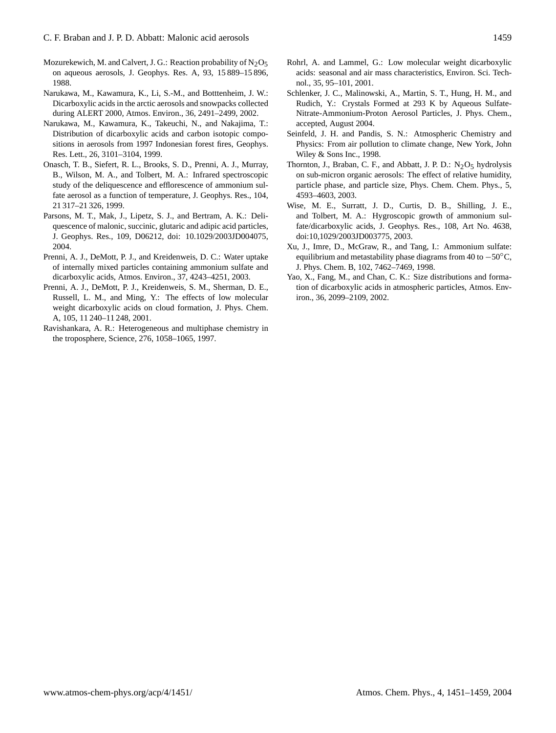Mozurekewich, M. and Calvert, J. G.: Reaction probability of $N_2O_5$ on aqueous aerosols, J. Geophys. Res. A, 93, 15 889–15 896, 1988.

Narukawa, M., Kawamura, K., Li, S.-M., and Botttenheim, J. W.: Dicarboxylic acids in the arctic aerosols and snowpacks collected during ALERT 2000, Atmos. Environ., 36, 2491–2499, 2002.

Narukawa, M., Kawamura, K., Takeuchi, N., and Nakajima, T.: Distribution of dicarboxylic acids and carbon isotopic compositions in aerosols from 1997 Indonesian forest fires, Geophys. Res. Lett., 26, 3101–3104, 1999.

Onasch, T. B., Siefert, R. L., Brooks, S. D., Prenni, A. J., Murray, B., Wilson, M. A., and Tolbert, M. A.: Infrared spectroscopic study of the deliquescence and efflorescence of ammonium sulfate aerosol as a function of temperature, J. Geophys. Res., 104, 21 317–21 326, 1999.

Parsons, M. T., Mak, J., Lipetz, S. J., and Bertram, A. K.: Deliquescence of malonic, succinic, glutaric and adipic acid particles, J. Geophys. Res., 109, D06212, doi: 10.1029/2003JD004075, 2004.

Prenni, A. J., DeMott, P. J., and Kreidenweis, D. C.: Water uptake of internally mixed particles containing ammonium sulfate and dicarboxylic acids, Atmos. Environ., 37, 4243–4251, 2003.

Prenni, A. J., DeMott, P. J., Kreidenweis, S. M., Sherman, D. E., Russell, L. M., and Ming, Y.: The effects of low molecular weight dicarboxylic acids on cloud formation, J. Phys. Chem. A, 105, 11 240–11 248, 2001.

Ravishankara, A. R.: Heterogeneous and multiphase chemistry in the troposphere, Science, 276, 1058–1065, 1997.

Rohrl, A. and Lammel, G.: Low molecular weight dicarboxylic acids: seasonal and air mass characteristics, Environ. Sci. Technol., 35, 95–101, 2001.

Schlenker, J. C., Malinowski, A., Martin, S. T., Hung, H. M., and Rudich, Y.: Crystals Formed at 293 K by Aqueous Sulfate-Nitrate-Ammonium-Proton Aerosol Particles, J. Phys. Chem., accepted, August 2004.

Seinfeld, J. H. and Pandis, S. N.: Atmospheric Chemistry and Physics: From air pollution to climate change, New York, John Wiley & Sons Inc., 1998.

Thornton, J., Braban, C. F., and Abbatt, J. P. D.: $N_2O_5$ hydrolysis on sub-micron organic aerosols: The effect of relative humidity, particle phase, and particle size, Phys. Chem. Chem. Phys., 5, 4593–4603, 2003.

Wise, M. E., Surratt, J. D., Curtis, D. B., Shilling, J. E., and Tolbert, M. A.: Hygroscopic growth of ammonium sulfate/dicarboxylic acids, J. Geophys. Res., 108, Art No. 4638, doi:10,1029/2003JD003775, 2003.

Xu, J., Imre, D., McGraw, R., and Tang, I.: Ammonium sulfate: equilibrium and metastability phase diagrams from 40 to $-50^{\circ}$C, J. Phys. Chem. B, 102, 7462–7469, 1998.

Yao, X., Fang, M., and Chan, C. K.: Size distributions and formation of dicarboxylic acids in atmospheric particles, Atmos. Environ., 36, 2099–2109, 2002.